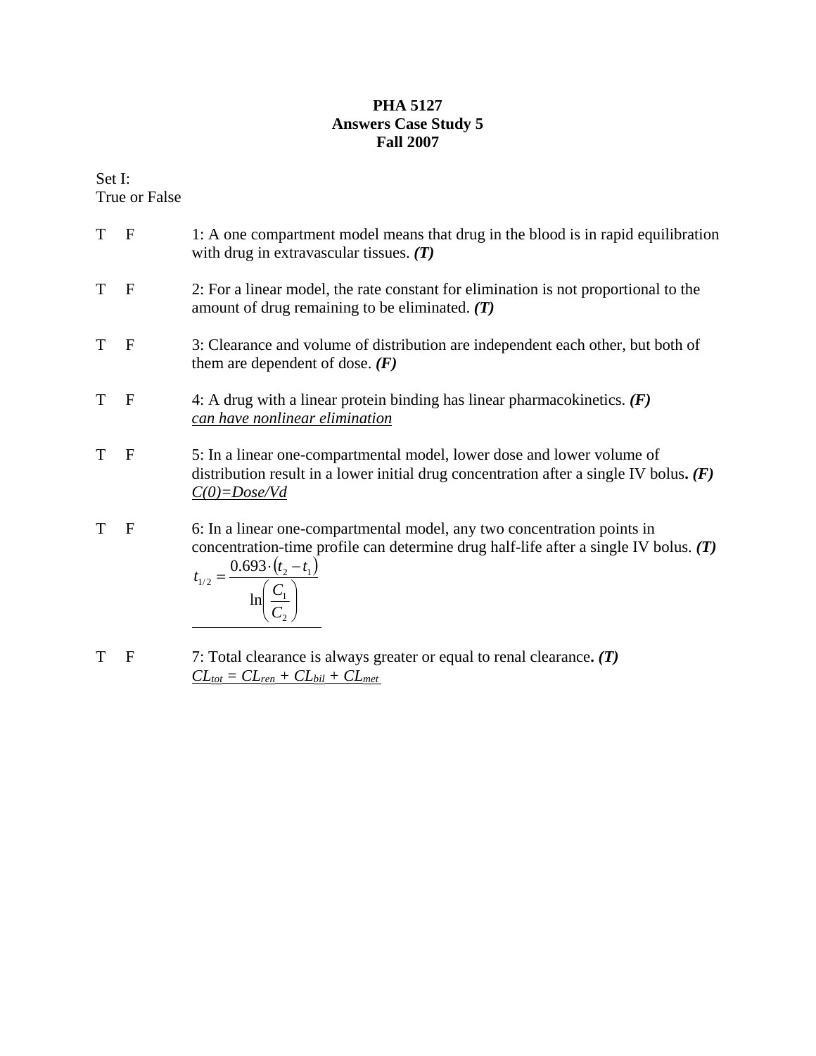# PHA 5127
## Answers Case Study 5
### Fall 2007

Set I:
True or False

T F 1: A one compartment model means that drug in the blood is in rapid equilibration with drug in extravascular tissues. ***(T)***

T F 2: For a linear model, the rate constant for elimination is not proportional to the amount of drug remaining to be eliminated. ***(T)***

T F 3: Clearance and volume of distribution are independent each other, but both of them are dependent of dose. ***(F)***

T F 4: A drug with a linear protein binding has linear pharmacokinetics. ***(F)***
*can have nonlinear elimination*

T F 5: In a linear one-compartmental model, lower dose and lower volume of distribution result in a lower initial drug concentration after a single IV bolus**.** ***(F)***
*C(0)=Dose/Vd*

T F 6: In a linear one-compartmental model, any two concentration points in concentration-time profile can determine drug half-life after a single IV bolus. ***(T)***

$$t_{1/2} = \frac{0.693 \cdot (t_2 - t_1)}{\ln\left(\frac{C_1}{C_2}\right)}$$

T F 7: Total clearance is always greater or equal to renal clearance**.** ***(T)***
$CL_{tot} = CL_{ren} + CL_{bil} + CL_{met}$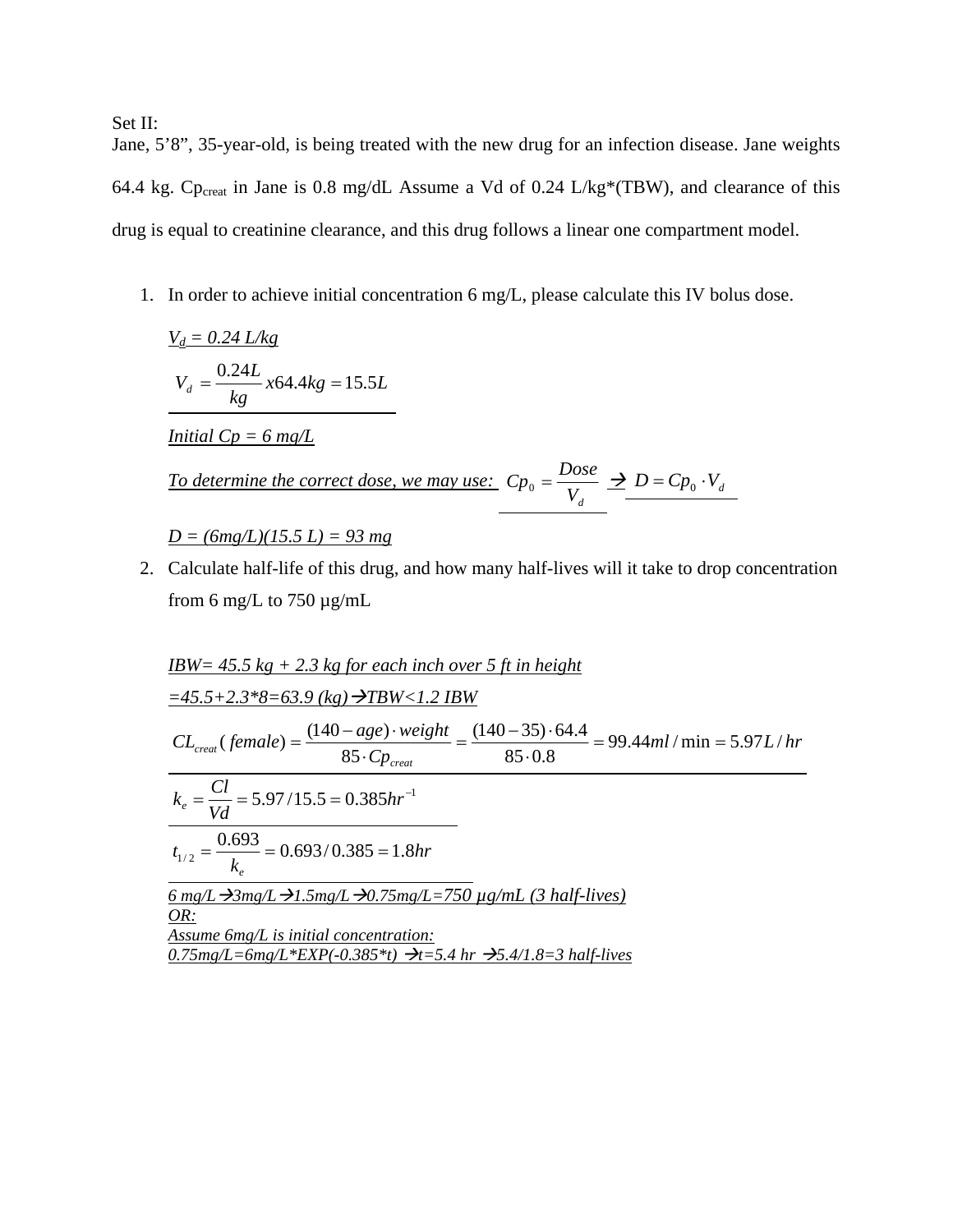Set II:

Jane, 5'8", 35-year-old, is being treated with the new drug for an infection disease. Jane weights 64.4 kg. $Cp_{creat}$ in Jane is 0.8 mg/dL Assume a Vd of 0.24 L/kg*(TBW), and clearance of this drug is equal to creatinine clearance, and this drug follows a linear one compartment model.

1. In order to achieve initial concentration 6 mg/L, please calculate this IV bolus dose.

   *$V_d$ = 0.24 L/kg*

   $$V_d = \frac{0.24L}{kg} x 64.4kg = 15.5L$$

   *Initial Cp = 6 mg/L*

   *To determine the correct dose, we may use:* $Cp_0 = \frac{Dose}{V_d}$ → $D = Cp_0 \cdot V_d$

   *D = (6mg/L)(15.5 L) = 93 mg*

2. Calculate half-life of this drug, and how many half-lives will it take to drop concentration from 6 mg/L to 750 µg/mL

   *IBW= 45.5 kg + 2.3 kg for each inch over 5 ft in height*

   *=45.5+2.3*8=63.9 (kg)→TBW<1.2 IBW*

   $$CL_{creat}(female) = \frac{(140 - age) \cdot weight}{85 \cdot Cp_{creat}} = \frac{(140 - 35) \cdot 64.4}{85 \cdot 0.8} = 99.44 ml/\min = 5.97 L/hr$$

   $$k_e = \frac{Cl}{Vd} = 5.97/15.5 = 0.385 hr^{-1}$$

   $$t_{1/2} = \frac{0.693}{k_e} = 0.693/0.385 = 1.8hr$$

   *6 mg/L→3mg/L→1.5mg/L→0.75mg/L=750 µg/mL (3 half-lives)*

   *OR:*

   *Assume 6mg/L is initial concentration:*

   *0.75mg/L=6mg/L*EXP(-0.385*t) →t=5.4 hr →5.4/1.8=3 half-lives*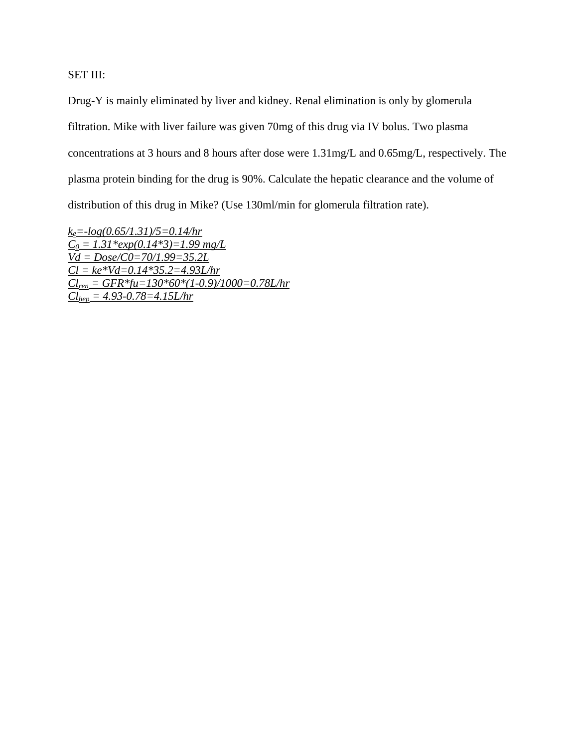SET III:

Drug-Y is mainly eliminated by liver and kidney. Renal elimination is only by glomerula filtration. Mike with liver failure was given 70mg of this drug via IV bolus. Two plasma concentrations at 3 hours and 8 hours after dose were 1.31mg/L and 0.65mg/L, respectively. The plasma protein binding for the drug is 90%. Calculate the hepatic clearance and the volume of distribution of this drug in Mike? (Use 130ml/min for glomerula filtration rate).

*$k_e$=-log(0.65/1.31)/5=0.14/hr*
*$C_0$ = 1.31\*exp(0.14\*3)=1.99 mg/L*
*Vd = Dose/C0=70/1.99=35.2L*
*Cl = ke\*Vd=0.14\*35.2=4.93L/hr*
*$Cl_{ren}$ = GFR\*fu=130\*60\*(1-0.9)/1000=0.78L/hr*
*$Cl_{hep}$ = 4.93-0.78=4.15L/hr*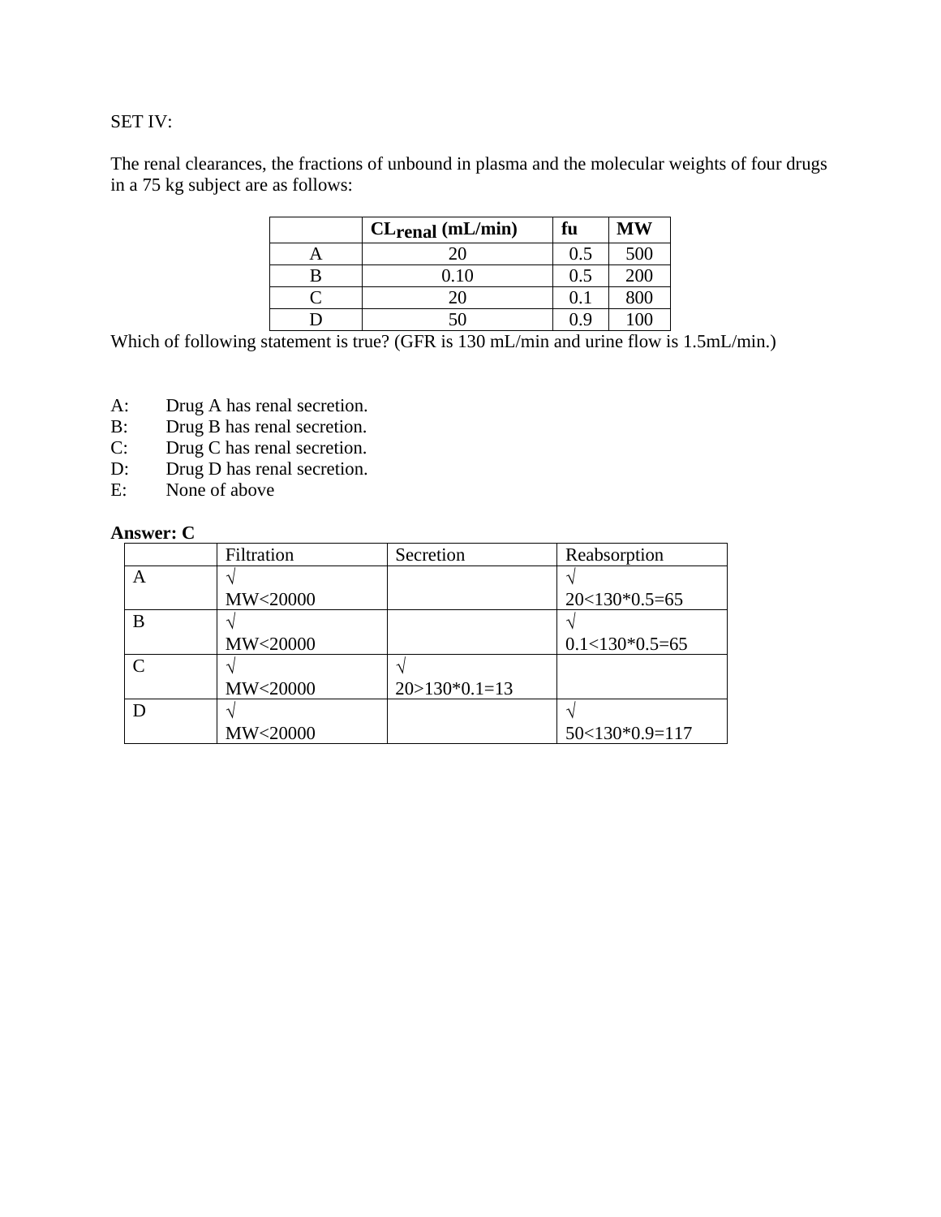SET IV:

The renal clearances, the fractions of unbound in plasma and the molecular weights of four drugs in a 75 kg subject are as follows:

| | **$CL_{renal}$ (mL/min)** | **fu** | **MW** |
|---|---|---|---|
| A | 20 | 0.5 | 500 |
| B | 0.10 | 0.5 | 200 |
| C | 20 | 0.1 | 800 |
| D | 50 | 0.9 | 100 |

Which of following statement is true? (GFR is 130 mL/min and urine flow is 1.5mL/min.)

A: Drug A has renal secretion.
B: Drug B has renal secretion.
C: Drug C has renal secretion.
D: Drug D has renal secretion.
E: None of above

**Answer: C**

| | Filtration | Secretion | Reabsorption |
|---|---|---|---|
| A | √ MW<20000 | | √ 20<130*0.5=65 |
| B | √ MW<20000 | | √ 0.1<130*0.5=65 |
| C | √ MW<20000 | √ 20>130*0.1=13 | |
| D | √ MW<20000 | | √ 50<130*0.9=117 |